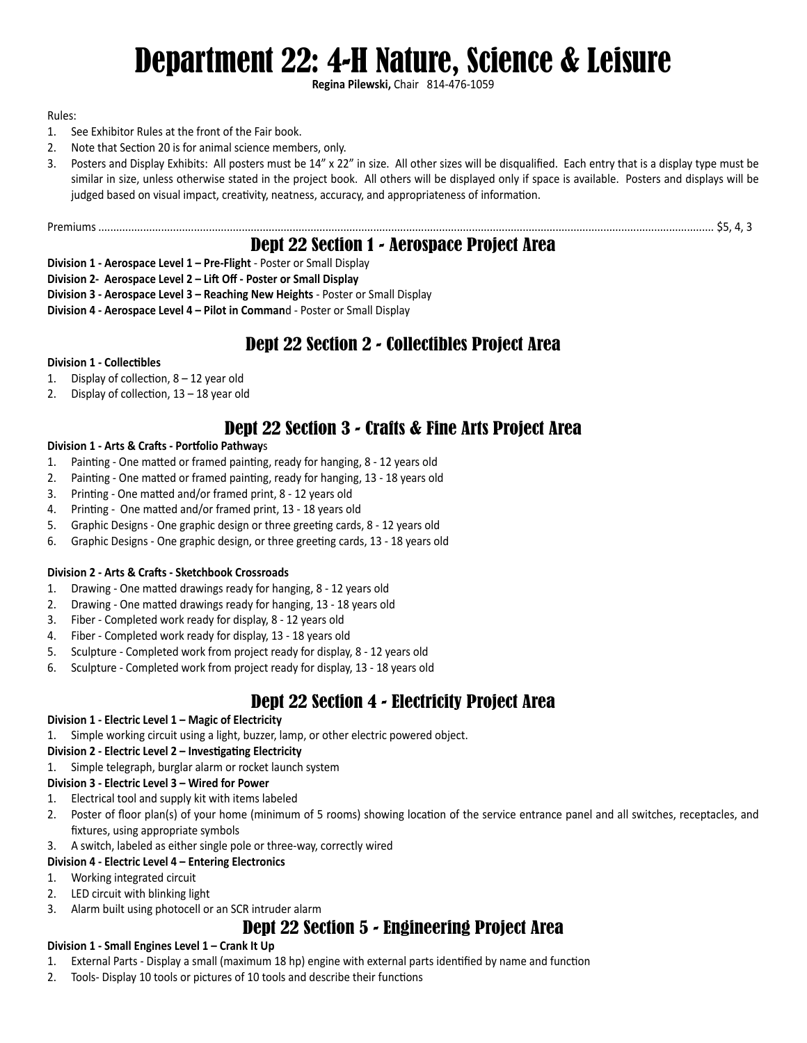# Department 22: 4-H Nature, Science & Leisure

**Regina Pilewski,** Chair 814-476-1059

Rules:

1. See Exhibitor Rules at the front of the Fair book.
2. Note that Section 20 is for animal science members, only.
3. Posters and Display Exhibits: All posters must be 14" x 22" in size. All other sizes will be disqualified. Each entry that is a display type must be similar in size, unless otherwise stated in the project book. All others will be displayed only if space is available. Posters and displays will be judged based on visual impact, creativity, neatness, accuracy, and appropriateness of information.

Premiums ........................................................................................................ $5, 4, 3

## Dept 22 Section 1 - Aerospace Project Area

**Division 1 - Aerospace Level 1 – Pre-Flight** - Poster or Small Display

**Division 2- Aerospace Level 2 – Lift Off - Poster or Small Display**

**Division 3 - Aerospace Level 3 – Reaching New Heights** - Poster or Small Display

**Division 4 - Aerospace Level 4 – Pilot in Comman**d - Poster or Small Display

## Dept 22 Section 2 - Collectibles Project Area

**Division 1 - Collectibles**

1. Display of collection, 8 – 12 year old
2. Display of collection, 13 – 18 year old

## Dept 22 Section 3 - Crafts & Fine Arts Project Area

**Division 1 - Arts & Crafts - Portfolio Pathway**s

1. Painting - One matted or framed painting, ready for hanging, 8 - 12 years old
2. Painting - One matted or framed painting, ready for hanging, 13 - 18 years old
3. Printing - One matted and/or framed print, 8 - 12 years old
4. Printing - One matted and/or framed print, 13 - 18 years old
5. Graphic Designs - One graphic design or three greeting cards, 8 - 12 years old
6. Graphic Designs - One graphic design, or three greeting cards, 13 - 18 years old

**Division 2 - Arts & Crafts - Sketchbook Crossroads**

1. Drawing - One matted drawings ready for hanging, 8 - 12 years old
2. Drawing - One matted drawings ready for hanging, 13 - 18 years old
3. Fiber - Completed work ready for display, 8 - 12 years old
4. Fiber - Completed work ready for display, 13 - 18 years old
5. Sculpture - Completed work from project ready for display, 8 - 12 years old
6. Sculpture - Completed work from project ready for display, 13 - 18 years old

## Dept 22 Section 4 - Electricity Project Area

**Division 1 - Electric Level 1 – Magic of Electricity**

1. Simple working circuit using a light, buzzer, lamp, or other electric powered object.

**Division 2 - Electric Level 2 – Investigating Electricity**

1. Simple telegraph, burglar alarm or rocket launch system

**Division 3 - Electric Level 3 – Wired for Power**

1. Electrical tool and supply kit with items labeled
2. Poster of floor plan(s) of your home (minimum of 5 rooms) showing location of the service entrance panel and all switches, receptacles, and fixtures, using appropriate symbols
3. A switch, labeled as either single pole or three-way, correctly wired

**Division 4 - Electric Level 4 – Entering Electronics**

1. Working integrated circuit
2. LED circuit with blinking light
3. Alarm built using photocell or an SCR intruder alarm

## Dept 22 Section 5 - Engineering Project Area

**Division 1 - Small Engines Level 1 – Crank It Up**

1. External Parts - Display a small (maximum 18 hp) engine with external parts identified by name and function
2. Tools- Display 10 tools or pictures of 10 tools and describe their functions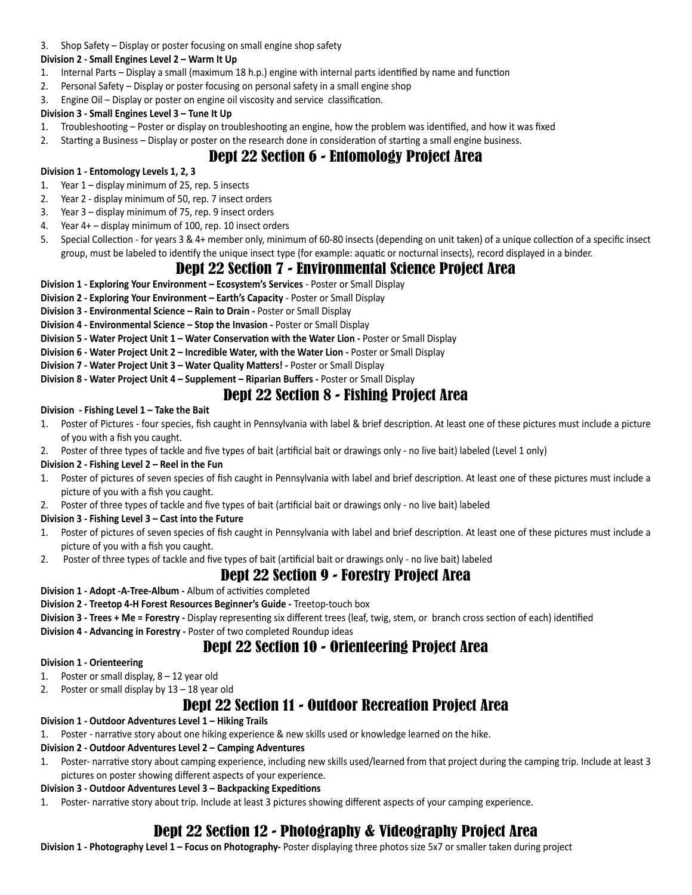3. Shop Safety – Display or poster focusing on small engine shop safety

**Division 2 - Small Engines Level 2 – Warm It Up**

1. Internal Parts – Display a small (maximum 18 h.p.) engine with internal parts identified by name and function
2. Personal Safety – Display or poster focusing on personal safety in a small engine shop
3. Engine Oil – Display or poster on engine oil viscosity and service classification.

**Division 3 - Small Engines Level 3 – Tune It Up**

1. Troubleshooting – Poster or display on troubleshooting an engine, how the problem was identified, and how it was fixed
2. Starting a Business – Display or poster on the research done in consideration of starting a small engine business.

## Dept 22 Section 6 - Entomology Project Area

**Division 1 - Entomology Levels 1, 2, 3**

1. Year 1 – display minimum of 25, rep. 5 insects
2. Year 2 - display minimum of 50, rep. 7 insect orders
3. Year 3 – display minimum of 75, rep. 9 insect orders
4. Year 4+ – display minimum of 100, rep. 10 insect orders
5. Special Collection - for years 3 & 4+ member only, minimum of 60-80 insects (depending on unit taken) of a unique collection of a specific insect group, must be labeled to identify the unique insect type (for example: aquatic or nocturnal insects), record displayed in a binder.

## Dept 22 Section 7 - Environmental Science Project Area

**Division 1 - Exploring Your Environment – Ecosystem's Services** - Poster or Small Display

**Division 2 - Exploring Your Environment – Earth's Capacity** - Poster or Small Display

**Division 3 - Environmental Science – Rain to Drain -** Poster or Small Display

**Division 4 - Environmental Science – Stop the Invasion -** Poster or Small Display

**Division 5 - Water Project Unit 1 – Water Conservation with the Water Lion -** Poster or Small Display

**Division 6 - Water Project Unit 2 – Incredible Water, with the Water Lion -** Poster or Small Display

**Division 7 - Water Project Unit 3 – Water Quality Matters! -** Poster or Small Display

**Division 8 - Water Project Unit 4 – Supplement – Riparian Buffers -** Poster or Small Display

## Dept 22 Section 8 - Fishing Project Area

**Division - Fishing Level 1 – Take the Bait**

1. Poster of Pictures - four species, fish caught in Pennsylvania with label & brief description. At least one of these pictures must include a picture of you with a fish you caught.
2. Poster of three types of tackle and five types of bait (artificial bait or drawings only - no live bait) labeled (Level 1 only)

**Division 2 - Fishing Level 2 – Reel in the Fun**

1. Poster of pictures of seven species of fish caught in Pennsylvania with label and brief description. At least one of these pictures must include a picture of you with a fish you caught.
2. Poster of three types of tackle and five types of bait (artificial bait or drawings only - no live bait) labeled

**Division 3 - Fishing Level 3 – Cast into the Future**

1. Poster of pictures of seven species of fish caught in Pennsylvania with label and brief description. At least one of these pictures must include a picture of you with a fish you caught.
2. Poster of three types of tackle and five types of bait (artificial bait or drawings only - no live bait) labeled

## Dept 22 Section 9 - Forestry Project Area

**Division 1 - Adopt -A-Tree-Album -** Album of activities completed

**Division 2 - Treetop 4-H Forest Resources Beginner's Guide -** Treetop-touch box

**Division 3 - Trees + Me = Forestry -** Display representing six different trees (leaf, twig, stem, or branch cross section of each) identified

**Division 4 - Advancing in Forestry -** Poster of two completed Roundup ideas

## Dept 22 Section 10 - Orienteering Project Area

**Division 1 - Orienteering**

1. Poster or small display, 8 – 12 year old
2. Poster or small display by 13 – 18 year old

## Dept 22 Section 11 - Outdoor Recreation Project Area

**Division 1 - Outdoor Adventures Level 1 – Hiking Trails**

1. Poster - narrative story about one hiking experience & new skills used or knowledge learned on the hike.

**Division 2 - Outdoor Adventures Level 2 – Camping Adventures**

1. Poster- narrative story about camping experience, including new skills used/learned from that project during the camping trip. Include at least 3 pictures on poster showing different aspects of your experience.

**Division 3 - Outdoor Adventures Level 3 – Backpacking Expeditions**

1. Poster- narrative story about trip. Include at least 3 pictures showing different aspects of your camping experience.

## Dept 22 Section 12 - Photography & Videography Project Area

**Division 1 - Photography Level 1 – Focus on Photography-** Poster displaying three photos size 5x7 or smaller taken during project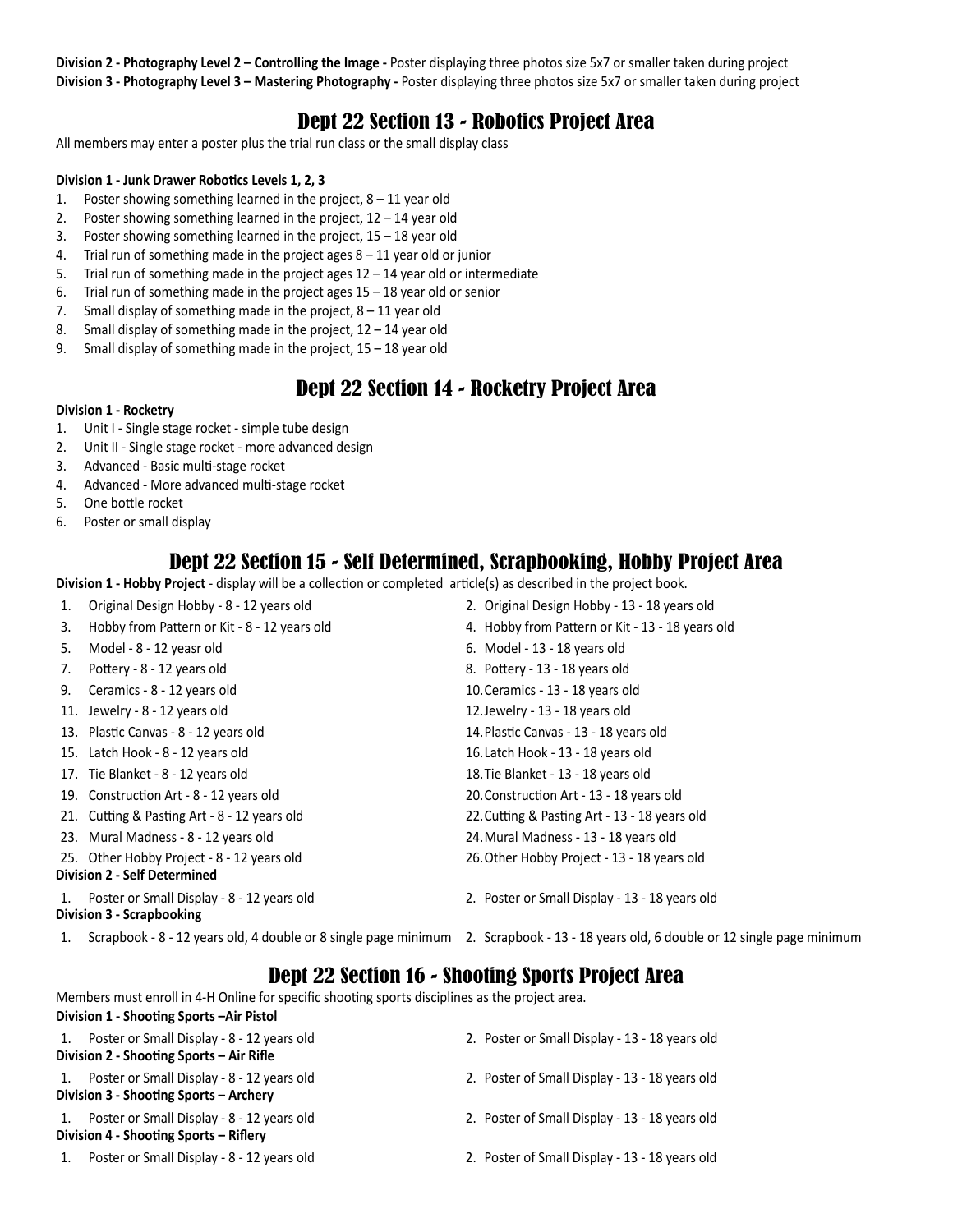**Division 2 - Photography Level 2 – Controlling the Image -** Poster displaying three photos size 5x7 or smaller taken during project

**Division 3 - Photography Level 3 – Mastering Photography -** Poster displaying three photos size 5x7 or smaller taken during project

## Dept 22 Section 13 - Robotics Project Area

All members may enter a poster plus the trial run class or the small display class

**Division 1 - Junk Drawer Robotics Levels 1, 2, 3**

1. Poster showing something learned in the project, 8 – 11 year old
2. Poster showing something learned in the project, 12 – 14 year old
3. Poster showing something learned in the project, 15 – 18 year old
4. Trial run of something made in the project ages 8 – 11 year old or junior
5. Trial run of something made in the project ages 12 – 14 year old or intermediate
6. Trial run of something made in the project ages 15 – 18 year old or senior
7. Small display of something made in the project, 8 – 11 year old
8. Small display of something made in the project, 12 – 14 year old
9. Small display of something made in the project, 15 – 18 year old

## Dept 22 Section 14 - Rocketry Project Area

**Division 1 - Rocketry**

1. Unit I - Single stage rocket - simple tube design
2. Unit II - Single stage rocket - more advanced design
3. Advanced - Basic multi-stage rocket
4. Advanced - More advanced multi-stage rocket
5. One bottle rocket
6. Poster or small display

## Dept 22 Section 15 - Self Determined, Scrapbooking, Hobby Project Area

**Division 1 - Hobby Project** - display will be a collection or completed article(s) as described in the project book.

1. Original Design Hobby - 8 - 12 years old
2. Original Design Hobby - 13 - 18 years old
3. Hobby from Pattern or Kit - 8 - 12 years old
4. Hobby from Pattern or Kit - 13 - 18 years old
5. Model - 8 - 12 yeasr old
6. Model - 13 - 18 years old
7. Pottery - 8 - 12 years old
8. Pottery - 13 - 18 years old
9. Ceramics - 8 - 12 years old
10. Ceramics - 13 - 18 years old
11. Jewelry - 8 - 12 years old
12. Jewelry - 13 - 18 years old
13. Plastic Canvas - 8 - 12 years old
14. Plastic Canvas - 13 - 18 years old
15. Latch Hook - 8 - 12 years old
16. Latch Hook - 13 - 18 years old
17. Tie Blanket - 8 - 12 years old
18. Tie Blanket - 13 - 18 years old
19. Construction Art - 8 - 12 years old
20. Construction Art - 13 - 18 years old
21. Cutting & Pasting Art - 8 - 12 years old
22. Cutting & Pasting Art - 13 - 18 years old
23. Mural Madness - 8 - 12 years old
24. Mural Madness - 13 - 18 years old
25. Other Hobby Project - 8 - 12 years old
26. Other Hobby Project - 13 - 18 years old

**Division 2 - Self Determined**

1. Poster or Small Display - 8 - 12 years old
2. Poster or Small Display - 13 - 18 years old

**Division 3 - Scrapbooking**

1. Scrapbook - 8 - 12 years old, 4 double or 8 single page minimum
2. Scrapbook - 13 - 18 years old, 6 double or 12 single page minimum

## Dept 22 Section 16 - Shooting Sports Project Area

Members must enroll in 4-H Online for specific shooting sports disciplines as the project area.

**Division 1 - Shooting Sports –Air Pistol**

1. Poster or Small Display - 8 - 12 years old
2. Poster or Small Display - 13 - 18 years old

**Division 2 - Shooting Sports – Air Rifle**

1. Poster or Small Display - 8 - 12 years old
2. Poster of Small Display - 13 - 18 years old

**Division 3 - Shooting Sports – Archery**

1. Poster or Small Display - 8 - 12 years old
2. Poster of Small Display - 13 - 18 years old

**Division 4 - Shooting Sports – Riflery**

1. Poster or Small Display - 8 - 12 years old
2. Poster of Small Display - 13 - 18 years old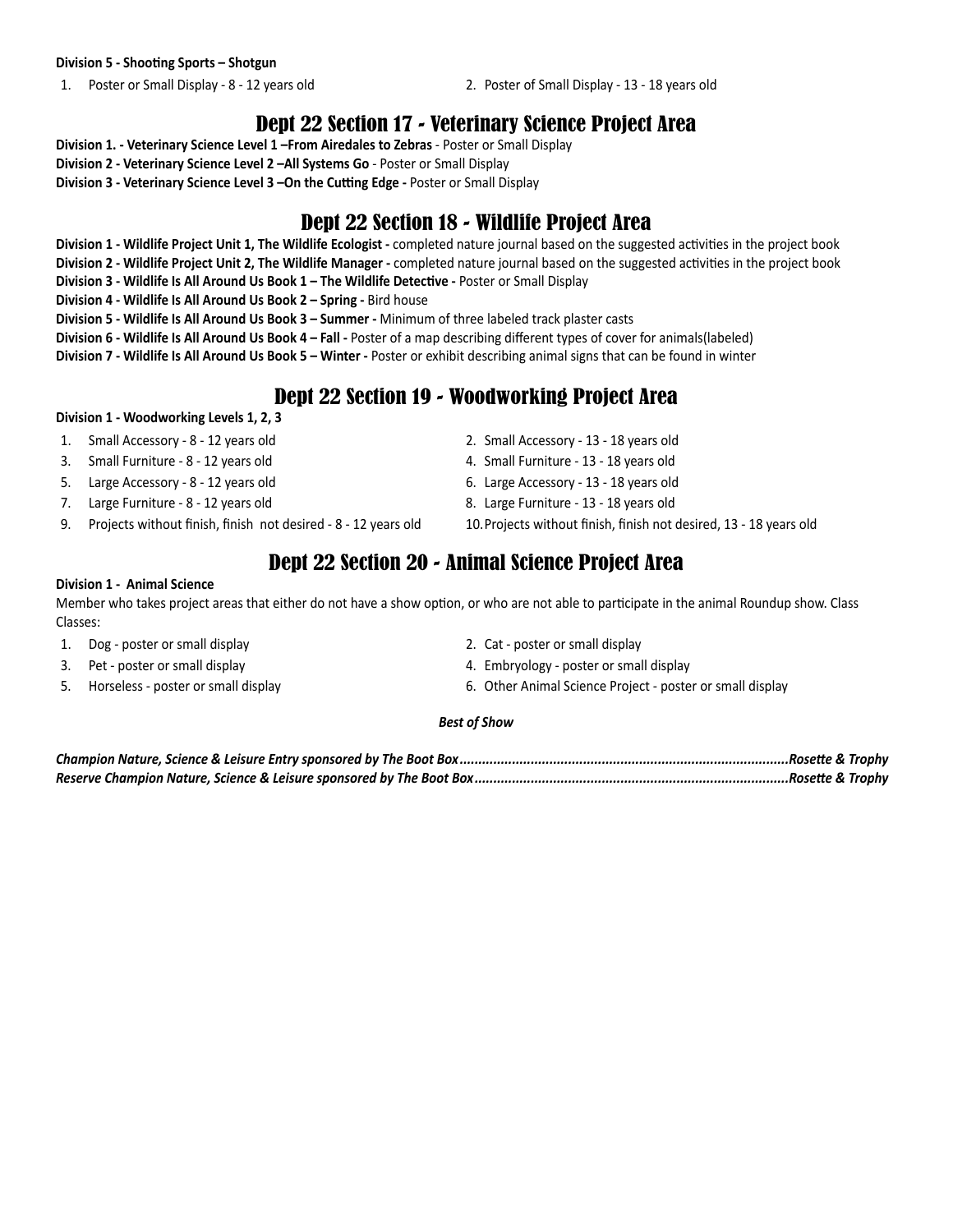**Division 5 - Shooting Sports – Shotgun**

1. Poster or Small Display - 8 - 12 years old
2. Poster of Small Display - 13 - 18 years old

## Dept 22 Section 17 - Veterinary Science Project Area

**Division 1. - Veterinary Science Level 1 –From Airedales to Zebras** - Poster or Small Display
**Division 2 - Veterinary Science Level 2 –All Systems Go** - Poster or Small Display
**Division 3 - Veterinary Science Level 3 –On the Cutting Edge -** Poster or Small Display

## Dept 22 Section 18 - Wildlife Project Area

**Division 1 - Wildlife Project Unit 1, The Wildlife Ecologist -** completed nature journal based on the suggested activities in the project book
**Division 2 - Wildlife Project Unit 2, The Wildlife Manager -** completed nature journal based on the suggested activities in the project book
**Division 3 - Wildlife Is All Around Us Book 1 – The Wildlife Detective -** Poster or Small Display
**Division 4 - Wildlife Is All Around Us Book 2 – Spring -** Bird house
**Division 5 - Wildlife Is All Around Us Book 3 – Summer -** Minimum of three labeled track plaster casts
**Division 6 - Wildlife Is All Around Us Book 4 – Fall -** Poster of a map describing different types of cover for animals(labeled)
**Division 7 - Wildlife Is All Around Us Book 5 – Winter -** Poster or exhibit describing animal signs that can be found in winter

## Dept 22 Section 19 - Woodworking Project Area

**Division 1 - Woodworking Levels 1, 2, 3**

1. Small Accessory - 8 - 12 years old
2. Small Accessory - 13 - 18 years old
3. Small Furniture - 8 - 12 years old
4. Small Furniture - 13 - 18 years old
5. Large Accessory - 8 - 12 years old
6. Large Accessory - 13 - 18 years old
7. Large Furniture - 8 - 12 years old
8. Large Furniture - 13 - 18 years old
9. Projects without finish, finish not desired - 8 - 12 years old
10. Projects without finish, finish not desired, 13 - 18 years old

## Dept 22 Section 20 - Animal Science Project Area

**Division 1 - Animal Science**

Member who takes project areas that either do not have a show option, or who are not able to participate in the animal Roundup show. Class Classes:

1. Dog - poster or small display
2. Cat - poster or small display
3. Pet - poster or small display
4. Embryology - poster or small display
5. Horseless - poster or small display
6. Other Animal Science Project - poster or small display

***Best of Show***

***Champion Nature, Science & Leisure Entry sponsored by The Boot Box......Rosette & Trophy***
***Reserve Champion Nature, Science & Leisure sponsored by The Boot Box......Rosette & Trophy***